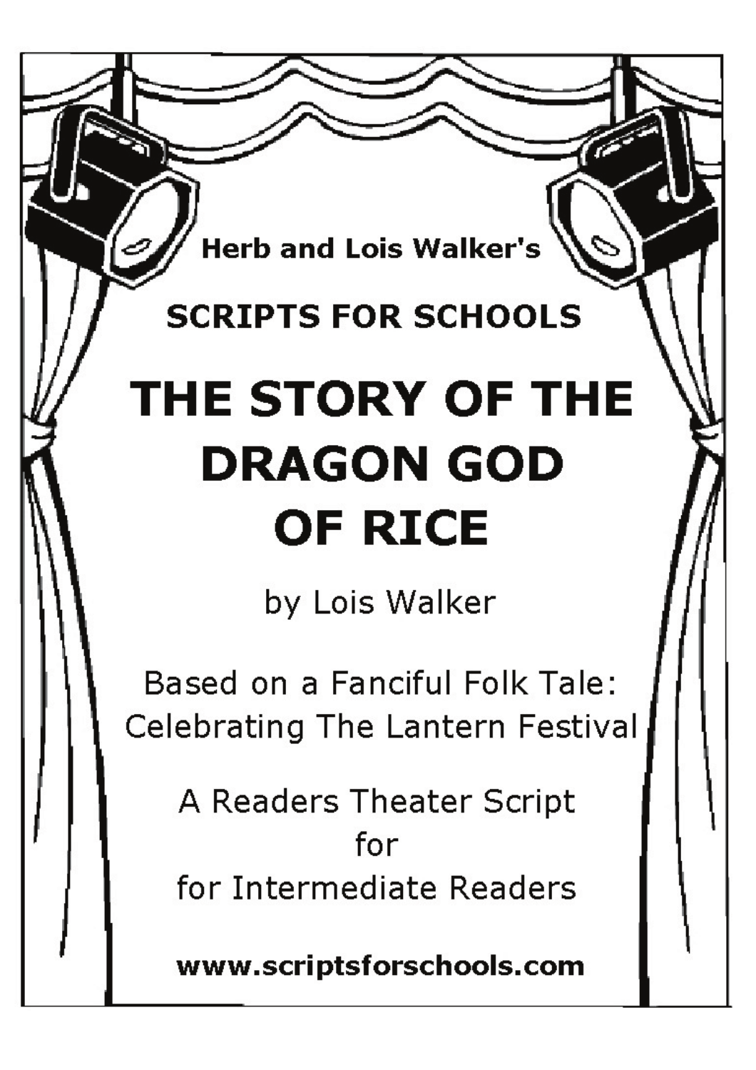Herb and Lois Walker's

**SCRIPTS FOR SCHOOLS**

# THE STORY OF THE DRAGON GOD OF RICE

by Lois Walker

Based on a Fanciful Folk Tale:
Celebrating The Lantern Festival

A Readers Theater Script
for
for Intermediate Readers

**www.scriptsforschools.com**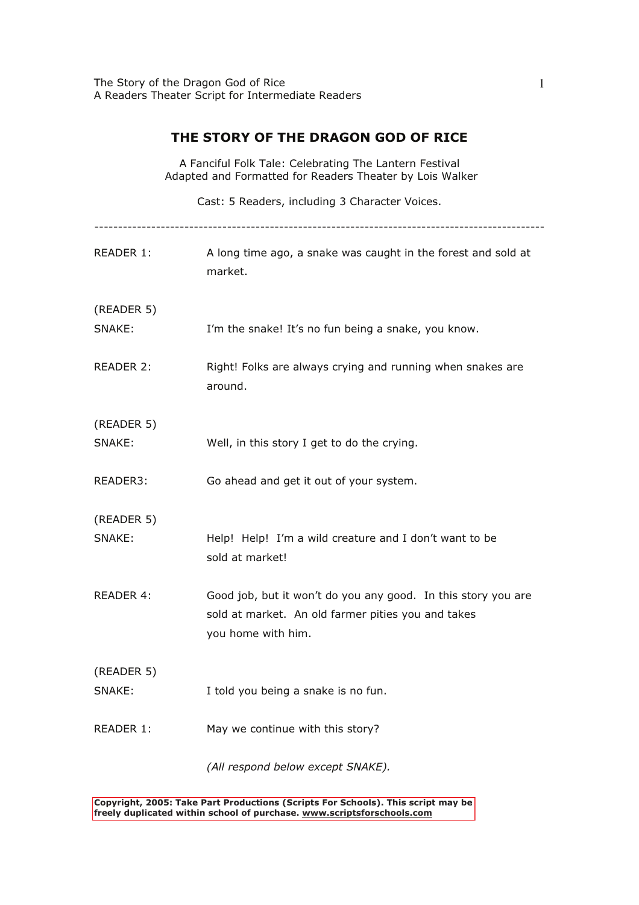# THE STORY OF THE DRAGON GOD OF RICE

A Fanciful Folk Tale: Celebrating The Lantern Festival
Adapted and Formatted for Readers Theater by Lois Walker

Cast: 5 Readers, including 3 Character Voices.

---

READER 1: A long time ago, a snake was caught in the forest and sold at market.

(READER 5)
SNAKE: I'm the snake! It's no fun being a snake, you know.

READER 2: Right! Folks are always crying and running when snakes are around.

(READER 5)
SNAKE: Well, in this story I get to do the crying.

READER3: Go ahead and get it out of your system.

(READER 5)
SNAKE: Help! Help! I'm a wild creature and I don't want to be sold at market!

READER 4: Good job, but it won't do you any good. In this story you are sold at market. An old farmer pities you and takes you home with him.

(READER 5)
SNAKE: I told you being a snake is no fun.

READER 1: May we continue with this story?

*(All respond below except SNAKE).*

**Copyright, 2005: Take Part Productions (Scripts For Schools). This script may be freely duplicated within school of purchase. www.scriptsforschools.com**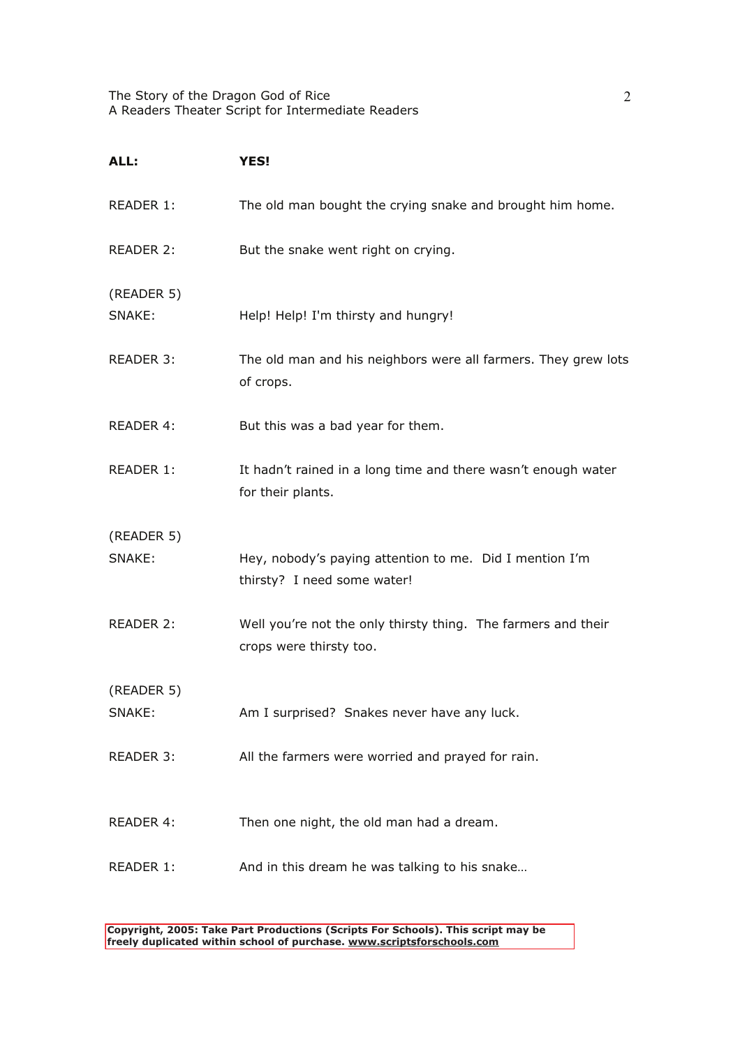**ALL:** **YES!**

READER 1: The old man bought the crying snake and brought him home.

READER 2: But the snake went right on crying.

(READER 5)
SNAKE: Help! Help! I'm thirsty and hungry!

READER 3: The old man and his neighbors were all farmers. They grew lots of crops.

READER 4: But this was a bad year for them.

READER 1: It hadn't rained in a long time and there wasn't enough water for their plants.

(READER 5)
SNAKE: Hey, nobody's paying attention to me. Did I mention I'm thirsty? I need some water!

READER 2: Well you're not the only thirsty thing. The farmers and their crops were thirsty too.

(READER 5)
SNAKE: Am I surprised? Snakes never have any luck.

READER 3: All the farmers were worried and prayed for rain.

READER 4: Then one night, the old man had a dream.

READER 1: And in this dream he was talking to his snake…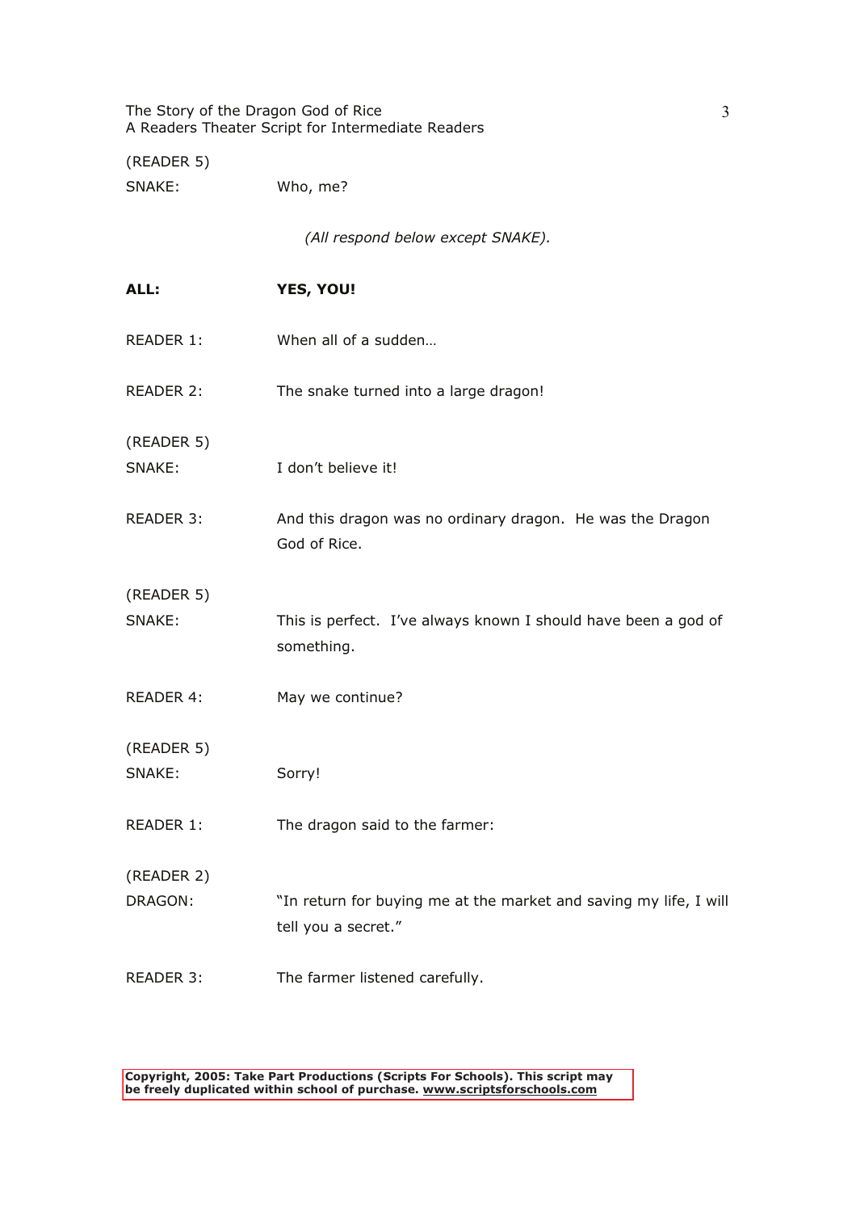(READER 5)
SNAKE: Who, me?

*(All respond below except SNAKE).*

**ALL: YES, YOU!**

READER 1: When all of a sudden…

READER 2: The snake turned into a large dragon!

(READER 5)
SNAKE: I don't believe it!

READER 3: And this dragon was no ordinary dragon. He was the Dragon God of Rice.

(READER 5)
SNAKE: This is perfect. I've always known I should have been a god of something.

READER 4: May we continue?

(READER 5)
SNAKE: Sorry!

READER 1: The dragon said to the farmer:

(READER 2)
DRAGON: "In return for buying me at the market and saving my life, I will tell you a secret."

READER 3: The farmer listened carefully.

**Copyright, 2005: Take Part Productions (Scripts For Schools). This script may be freely duplicated within school of purchase. www.scriptsforschools.com**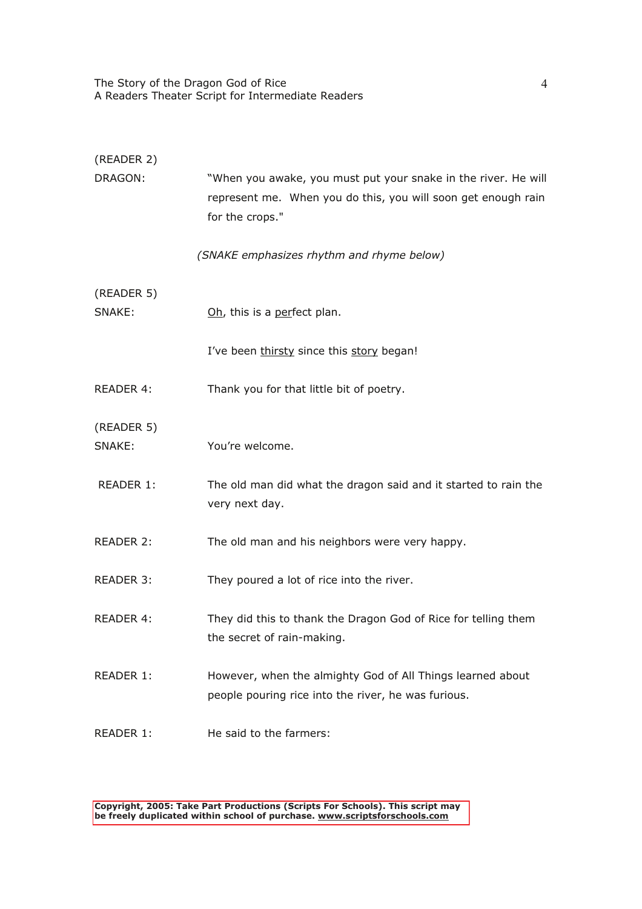(READER 2)

DRAGON: "When you awake, you must put your snake in the river. He will represent me. When you do this, you will soon get enough rain for the crops."

*(SNAKE emphasizes rhythm and rhyme below)*

(READER 5)

SNAKE: <u>Oh</u>, this is a <u>per</u>fect plan.

I've been <u>thirsty</u> since this <u>story</u> began!

READER 4: Thank you for that little bit of poetry.

(READER 5)

SNAKE: You're welcome.

READER 1: The old man did what the dragon said and it started to rain the very next day.

READER 2: The old man and his neighbors were very happy.

READER 3: They poured a lot of rice into the river.

READER 4: They did this to thank the Dragon God of Rice for telling them the secret of rain-making.

READER 1: However, when the almighty God of All Things learned about people pouring rice into the river, he was furious.

READER 1: He said to the farmers:

**Copyright, 2005: Take Part Productions (Scripts For Schools). This script may be freely duplicated within school of purchase. <u>www.scriptsforschools.com</u>**